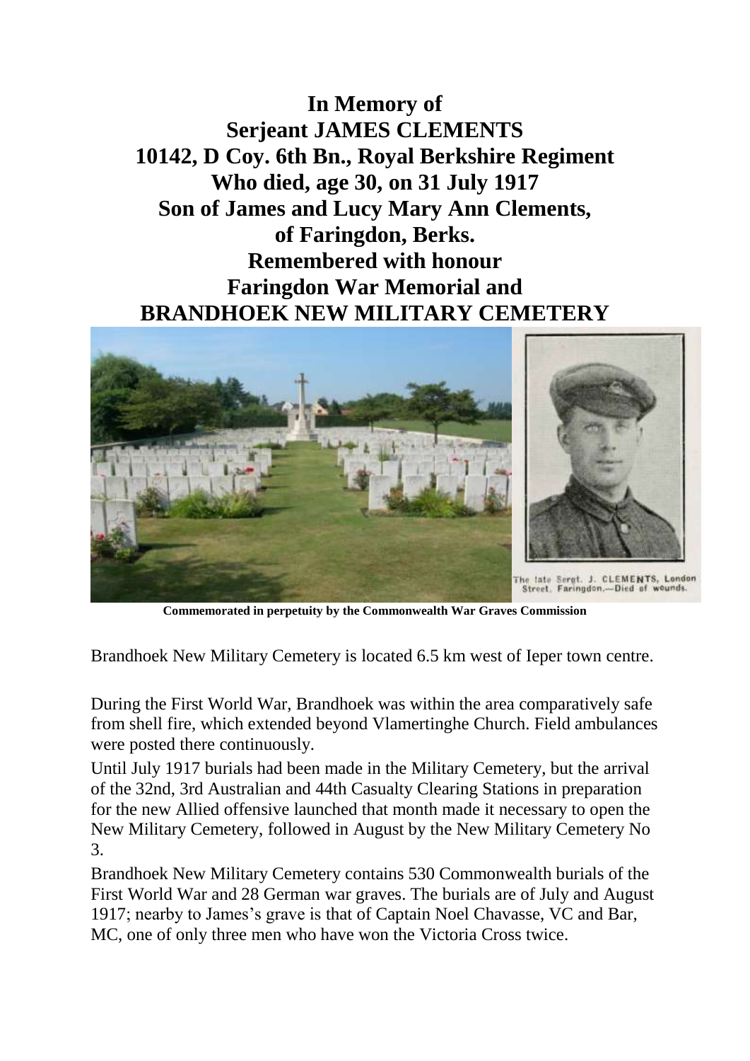**In Memory of**
**Serjeant JAMES CLEMENTS**
**10142, D Coy. 6th Bn., Royal Berkshire Regiment**
**Who died, age 30, on 31 July 1917**
**Son of James and Lucy Mary Ann Clements,**
**of Faringdon, Berks.**
**Remembered with honour**
**Faringdon War Memorial and**
**BRANDHOEK NEW MILITARY CEMETERY**

The late Sergt. J. CLEMENTS, London Street, Faringdon.—Died of wounds.

**Commemorated in perpetuity by the Commonwealth War Graves Commission**

Brandhoek New Military Cemetery is located 6.5 km west of Ieper town centre.

During the First World War, Brandhoek was within the area comparatively safe from shell fire, which extended beyond Vlamertinghe Church. Field ambulances were posted there continuously.

Until July 1917 burials had been made in the Military Cemetery, but the arrival of the 32nd, 3rd Australian and 44th Casualty Clearing Stations in preparation for the new Allied offensive launched that month made it necessary to open the New Military Cemetery, followed in August by the New Military Cemetery No 3.

Brandhoek New Military Cemetery contains 530 Commonwealth burials of the First World War and 28 German war graves. The burials are of July and August 1917; nearby to James's grave is that of Captain Noel Chavasse, VC and Bar, MC, one of only three men who have won the Victoria Cross twice.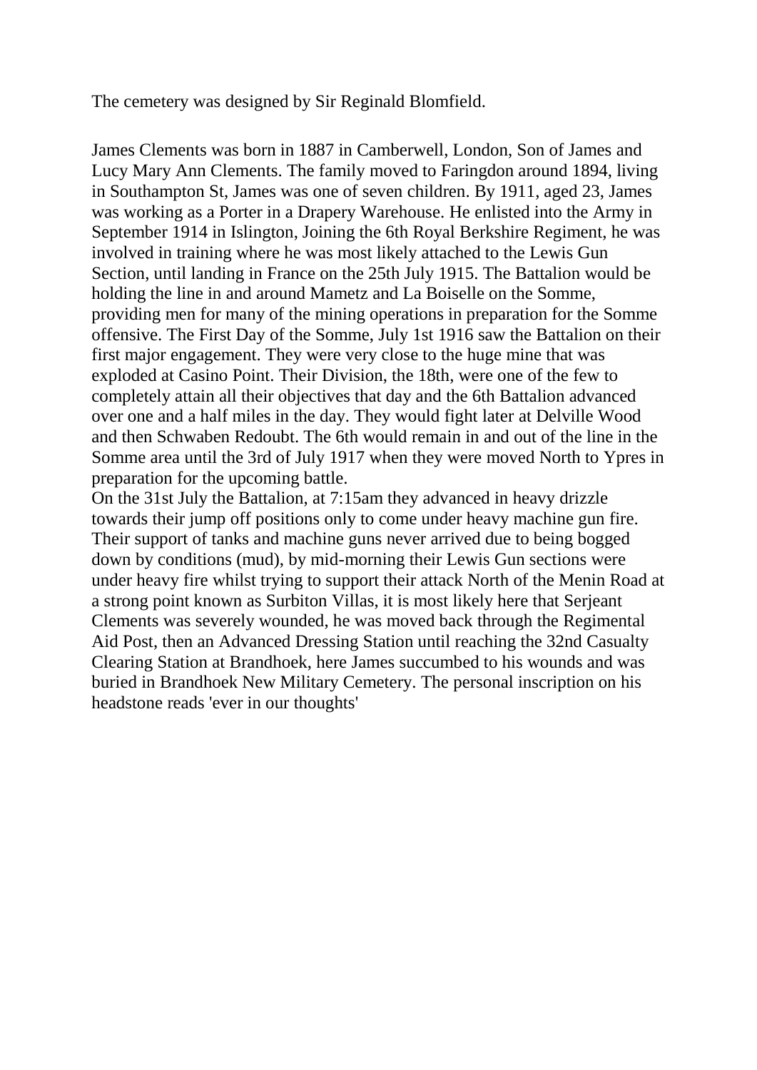The cemetery was designed by Sir Reginald Blomfield.

James Clements was born in 1887 in Camberwell, London, Son of James and Lucy Mary Ann Clements. The family moved to Faringdon around 1894, living in Southampton St, James was one of seven children. By 1911, aged 23, James was working as a Porter in a Drapery Warehouse. He enlisted into the Army in September 1914 in Islington, Joining the 6th Royal Berkshire Regiment, he was involved in training where he was most likely attached to the Lewis Gun Section, until landing in France on the 25th July 1915. The Battalion would be holding the line in and around Mametz and La Boiselle on the Somme, providing men for many of the mining operations in preparation for the Somme offensive. The First Day of the Somme, July 1st 1916 saw the Battalion on their first major engagement. They were very close to the huge mine that was exploded at Casino Point. Their Division, the 18th, were one of the few to completely attain all their objectives that day and the 6th Battalion advanced over one and a half miles in the day. They would fight later at Delville Wood and then Schwaben Redoubt. The 6th would remain in and out of the line in the Somme area until the 3rd of July 1917 when they were moved North to Ypres in preparation for the upcoming battle.
On the 31st July the Battalion, at 7:15am they advanced in heavy drizzle towards their jump off positions only to come under heavy machine gun fire. Their support of tanks and machine guns never arrived due to being bogged down by conditions (mud), by mid-morning their Lewis Gun sections were under heavy fire whilst trying to support their attack North of the Menin Road at a strong point known as Surbiton Villas, it is most likely here that Serjeant Clements was severely wounded, he was moved back through the Regimental Aid Post, then an Advanced Dressing Station until reaching the 32nd Casualty Clearing Station at Brandhoek, here James succumbed to his wounds and was buried in Brandhoek New Military Cemetery. The personal inscription on his headstone reads 'ever in our thoughts'